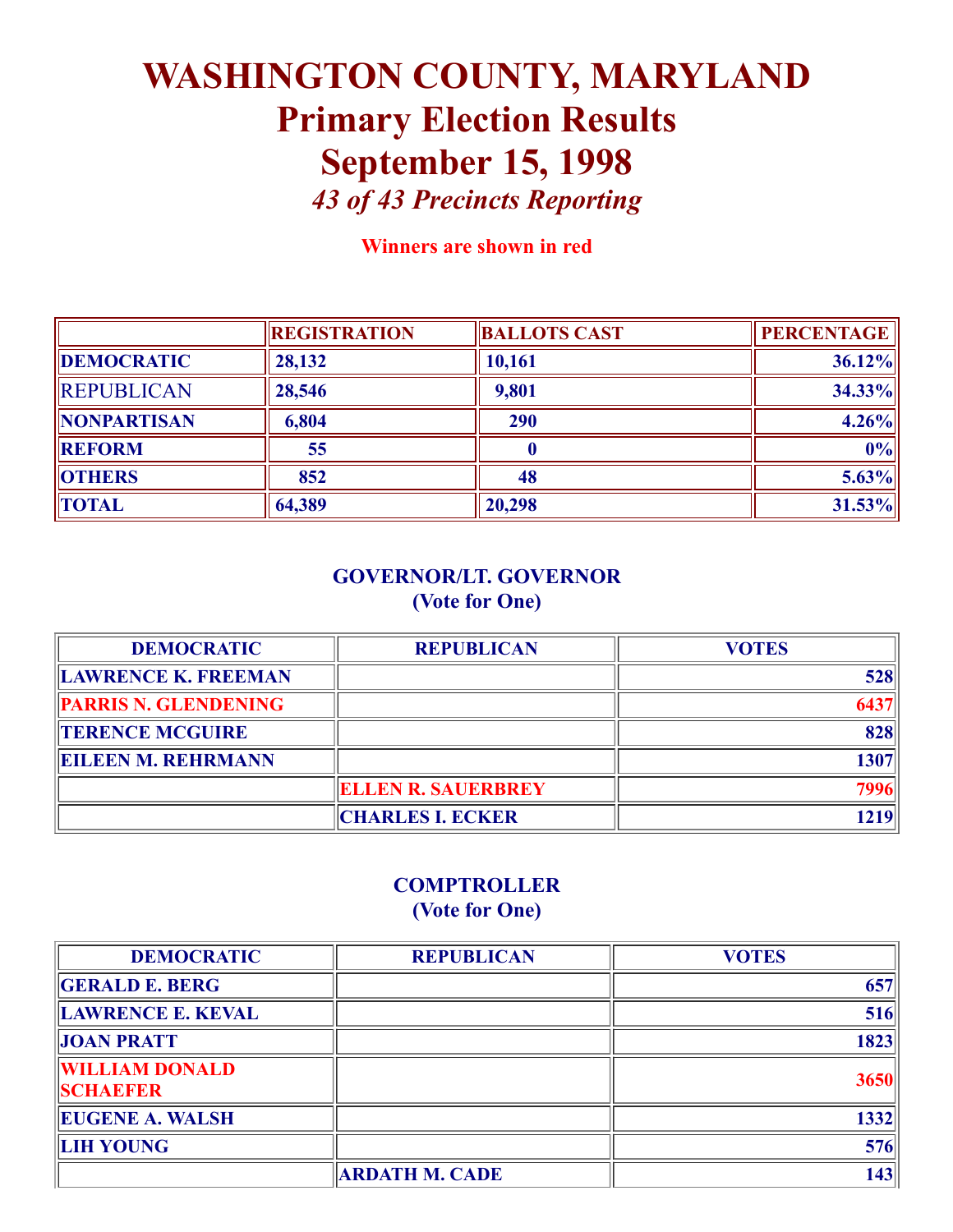# WASHINGTON COUNTY, MARYLAND
## Primary Election Results
## September 15, 1998
### *43 of 43 Precincts Reporting*

**Winners are shown in red**

| | REGISTRATION | BALLOTS CAST | PERCENTAGE |
|---|---|---|---|
| **DEMOCRATIC** | 28,132 | 10,161 | 36.12% |
| REPUBLICAN | 28,546 | 9,801 | 34.33% |
| **NONPARTISAN** | 6,804 | 290 | 4.26% |
| **REFORM** | 55 | 0 | 0% |
| **OTHERS** | 852 | 48 | 5.63% |
| **TOTAL** | 64,389 | 20,298 | 31.53% |

### GOVERNOR/LT. GOVERNOR
**(Vote for One)**

| DEMOCRATIC | REPUBLICAN | VOTES |
|---|---|---|
| LAWRENCE K. FREEMAN | | 528 |
| PARRIS N. GLENDENING | | 6437 |
| TERENCE MCGUIRE | | 828 |
| EILEEN M. REHRMANN | | 1307 |
| | ELLEN R. SAUERBREY | 7996 |
| | CHARLES I. ECKER | 1219 |

### COMPTROLLER
**(Vote for One)**

| DEMOCRATIC | REPUBLICAN | VOTES |
|---|---|---|
| GERALD E. BERG | | 657 |
| LAWRENCE E. KEVAL | | 516 |
| JOAN PRATT | | 1823 |
| WILLIAM DONALD SCHAEFER | | 3650 |
| EUGENE A. WALSH | | 1332 |
| LIH YOUNG | | 576 |
| | ARDATH M. CADE | 143 |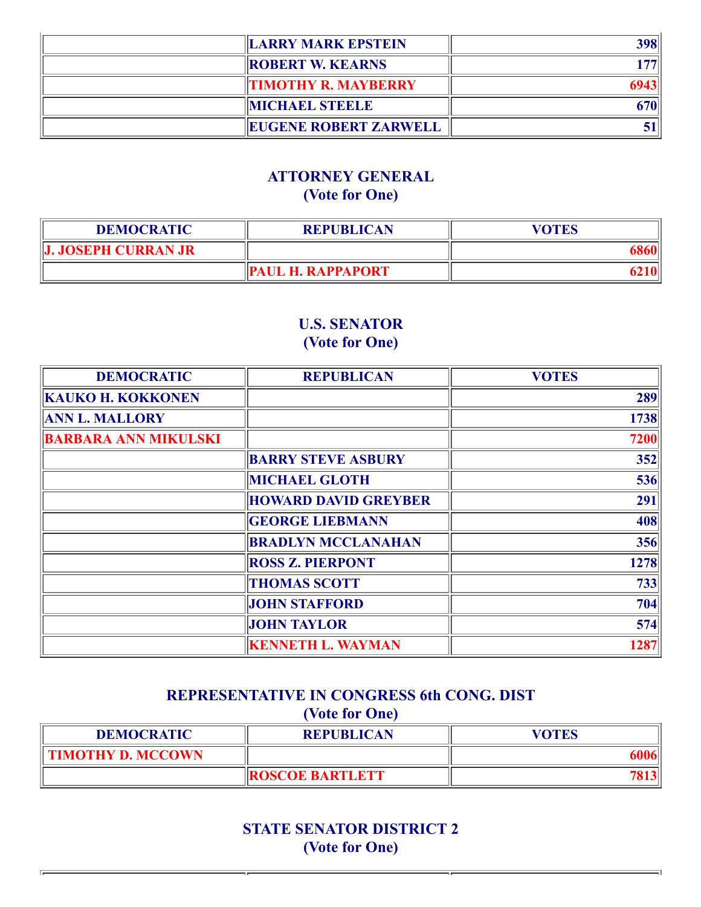| | | |
|---|---|---|
| | LARRY MARK EPSTEIN | 398 |
| | ROBERT W. KEARNS | 177 |
| | TIMOTHY R. MAYBERRY | 6943 |
| | MICHAEL STEELE | 670 |
| | EUGENE ROBERT ZARWELL | 51 |

## ATTORNEY GENERAL
## (Vote for One)

| DEMOCRATIC | REPUBLICAN | VOTES |
|---|---|---|
| J. JOSEPH CURRAN JR | | 6860 |
| | PAUL H. RAPPAPORT | 6210 |

## U.S. SENATOR
## (Vote for One)

| DEMOCRATIC | REPUBLICAN | VOTES |
|---|---|---|
| KAUKO H. KOKKONEN | | 289 |
| ANN L. MALLORY | | 1738 |
| BARBARA ANN MIKULSKI | | 7200 |
| | BARRY STEVE ASBURY | 352 |
| | MICHAEL GLOTH | 536 |
| | HOWARD DAVID GREYBER | 291 |
| | GEORGE LIEBMANN | 408 |
| | BRADLYN MCCLANAHAN | 356 |
| | ROSS Z. PIERPONT | 1278 |
| | THOMAS SCOTT | 733 |
| | JOHN STAFFORD | 704 |
| | JOHN TAYLOR | 574 |
| | KENNETH L. WAYMAN | 1287 |

## REPRESENTATIVE IN CONGRESS 6th CONG. DIST
## (Vote for One)

| DEMOCRATIC | REPUBLICAN | VOTES |
|---|---|---|
| TIMOTHY D. MCCOWN | | 6006 |
| | ROSCOE BARTLETT | 7813 |

## STATE SENATOR DISTRICT 2
## (Vote for One)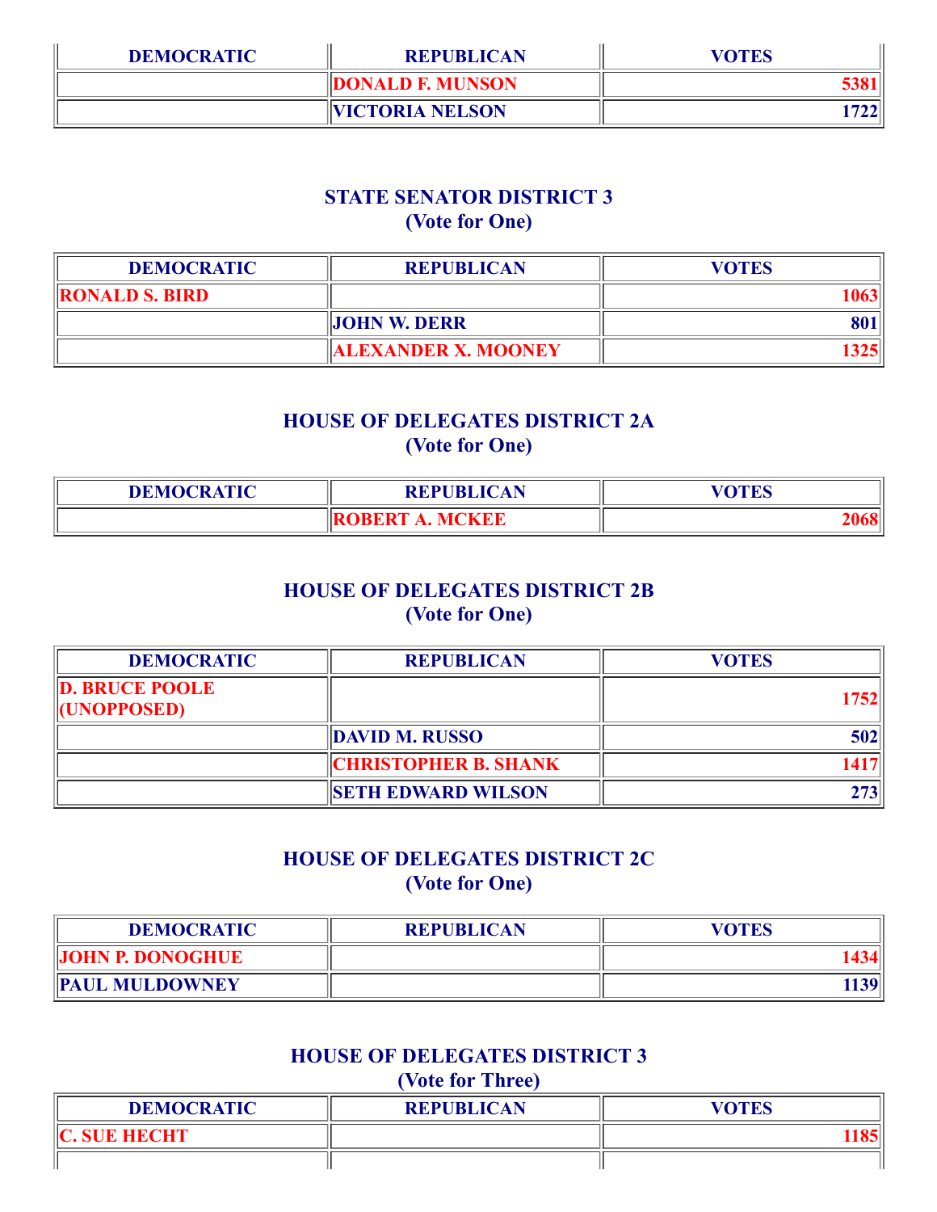| DEMOCRATIC | REPUBLICAN | VOTES |
|---|---|---|
| | DONALD F. MUNSON | 5381 |
| | VICTORIA NELSON | 1722 |

## STATE SENATOR DISTRICT 3
### (Vote for One)

| DEMOCRATIC | REPUBLICAN | VOTES |
|---|---|---|
| RONALD S. BIRD | | 1063 |
| | JOHN W. DERR | 801 |
| | ALEXANDER X. MOONEY | 1325 |

## HOUSE OF DELEGATES DISTRICT 2A
### (Vote for One)

| DEMOCRATIC | REPUBLICAN | VOTES |
|---|---|---|
| | ROBERT A. MCKEE | 2068 |

## HOUSE OF DELEGATES DISTRICT 2B
### (Vote for One)

| DEMOCRATIC | REPUBLICAN | VOTES |
|---|---|---|
| D. BRUCE POOLE (UNOPPOSED) | | 1752 |
| | DAVID M. RUSSO | 502 |
| | CHRISTOPHER B. SHANK | 1417 |
| | SETH EDWARD WILSON | 273 |

## HOUSE OF DELEGATES DISTRICT 2C
### (Vote for One)

| DEMOCRATIC | REPUBLICAN | VOTES |
|---|---|---|
| JOHN P. DONOGHUE | | 1434 |
| PAUL MULDOWNEY | | 1139 |

## HOUSE OF DELEGATES DISTRICT 3
### (Vote for Three)

| DEMOCRATIC | REPUBLICAN | VOTES |
|---|---|---|
| C. SUE HECHT | | 1185 |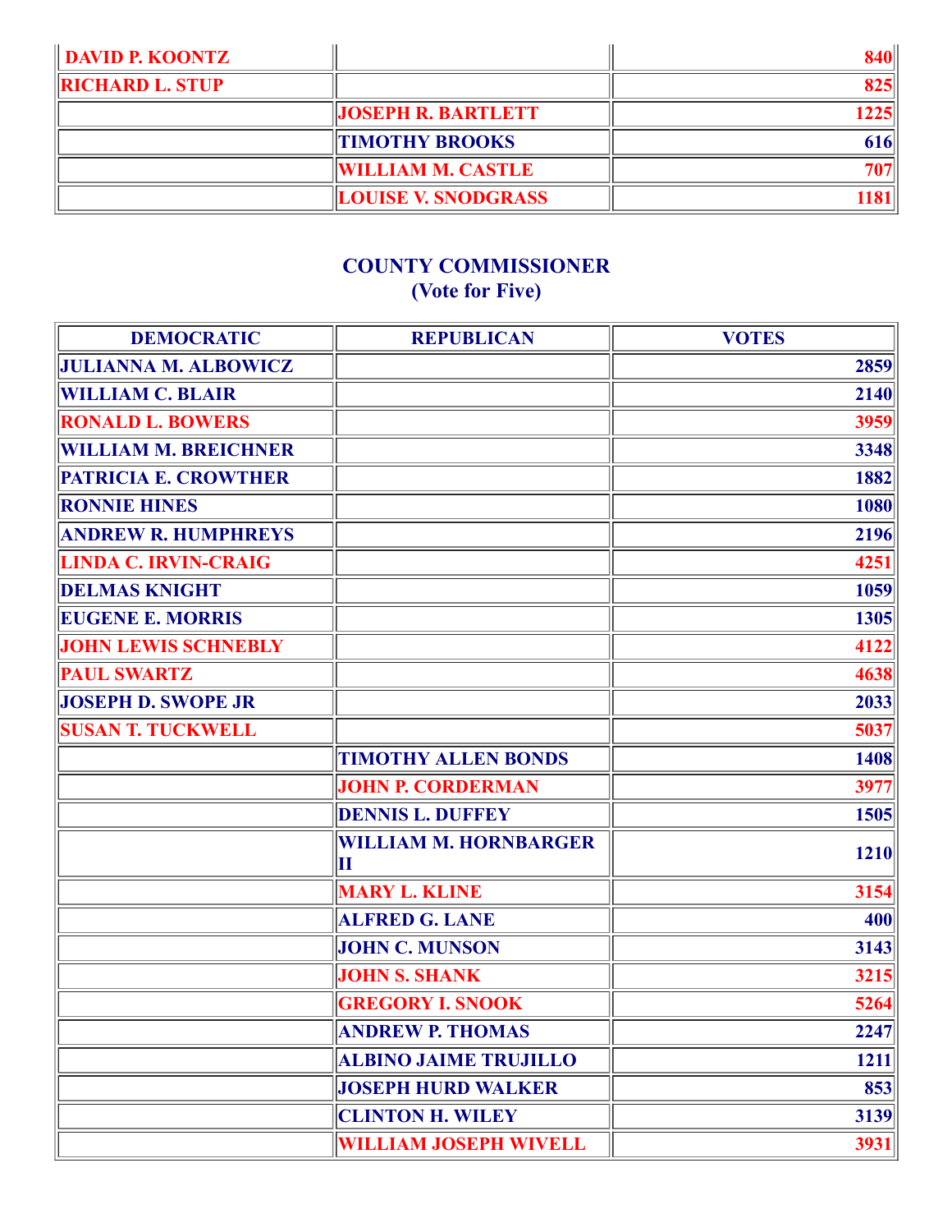| | | |
|---|---|---|
| DAVID P. KOONTZ | | 840 |
| RICHARD L. STUP | | 825 |
| | JOSEPH R. BARTLETT | 1225 |
| | TIMOTHY BROOKS | 616 |
| | WILLIAM M. CASTLE | 707 |
| | LOUISE V. SNODGRASS | 1181 |

## COUNTY COMMISSIONER
**(Vote for Five)**

| DEMOCRATIC | REPUBLICAN | VOTES |
|---|---|---|
| JULIANNA M. ALBOWICZ | | 2859 |
| WILLIAM C. BLAIR | | 2140 |
| RONALD L. BOWERS | | 3959 |
| WILLIAM M. BREICHNER | | 3348 |
| PATRICIA E. CROWTHER | | 1882 |
| RONNIE HINES | | 1080 |
| ANDREW R. HUMPHREYS | | 2196 |
| LINDA C. IRVIN-CRAIG | | 4251 |
| DELMAS KNIGHT | | 1059 |
| EUGENE E. MORRIS | | 1305 |
| JOHN LEWIS SCHNEBLY | | 4122 |
| PAUL SWARTZ | | 4638 |
| JOSEPH D. SWOPE JR | | 2033 |
| SUSAN T. TUCKWELL | | 5037 |
| | TIMOTHY ALLEN BONDS | 1408 |
| | JOHN P. CORDERMAN | 3977 |
| | DENNIS L. DUFFEY | 1505 |
| | WILLIAM M. HORNBARGER II | 1210 |
| | MARY L. KLINE | 3154 |
| | ALFRED G. LANE | 400 |
| | JOHN C. MUNSON | 3143 |
| | JOHN S. SHANK | 3215 |
| | GREGORY I. SNOOK | 5264 |
| | ANDREW P. THOMAS | 2247 |
| | ALBINO JAIME TRUJILLO | 1211 |
| | JOSEPH HURD WALKER | 853 |
| | CLINTON H. WILEY | 3139 |
| | WILLIAM JOSEPH WIVELL | 3931 |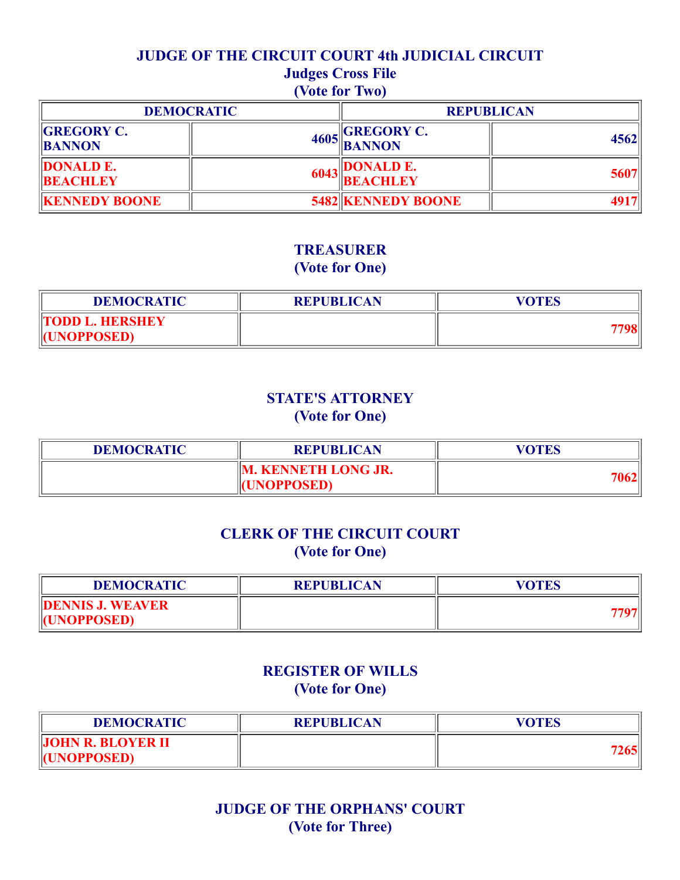## JUDGE OF THE CIRCUIT COURT 4th JUDICIAL CIRCUIT

### Judges Cross File

### (Vote for Two)

| DEMOCRATIC | | REPUBLICAN | |
|---|---|---|---|
| GREGORY C. BANNON | 4605 | GREGORY C. BANNON | 4562 |
| DONALD E. BEACHLEY | 6043 | DONALD E. BEACHLEY | 5607 |
| KENNEDY BOONE | 5482 | KENNEDY BOONE | 4917 |

## TREASURER

### (Vote for One)

| DEMOCRATIC | REPUBLICAN | VOTES |
|---|---|---|
| TODD L. HERSHEY (UNOPPOSED) | | 7798 |

## STATE'S ATTORNEY

### (Vote for One)

| DEMOCRATIC | REPUBLICAN | VOTES |
|---|---|---|
| | M. KENNETH LONG JR. (UNOPPOSED) | 7062 |

## CLERK OF THE CIRCUIT COURT

### (Vote for One)

| DEMOCRATIC | REPUBLICAN | VOTES |
|---|---|---|
| DENNIS J. WEAVER (UNOPPOSED) | | 7797 |

## REGISTER OF WILLS

### (Vote for One)

| DEMOCRATIC | REPUBLICAN | VOTES |
|---|---|---|
| JOHN R. BLOYER II (UNOPPOSED) | | 7265 |

## JUDGE OF THE ORPHANS' COURT

### (Vote for Three)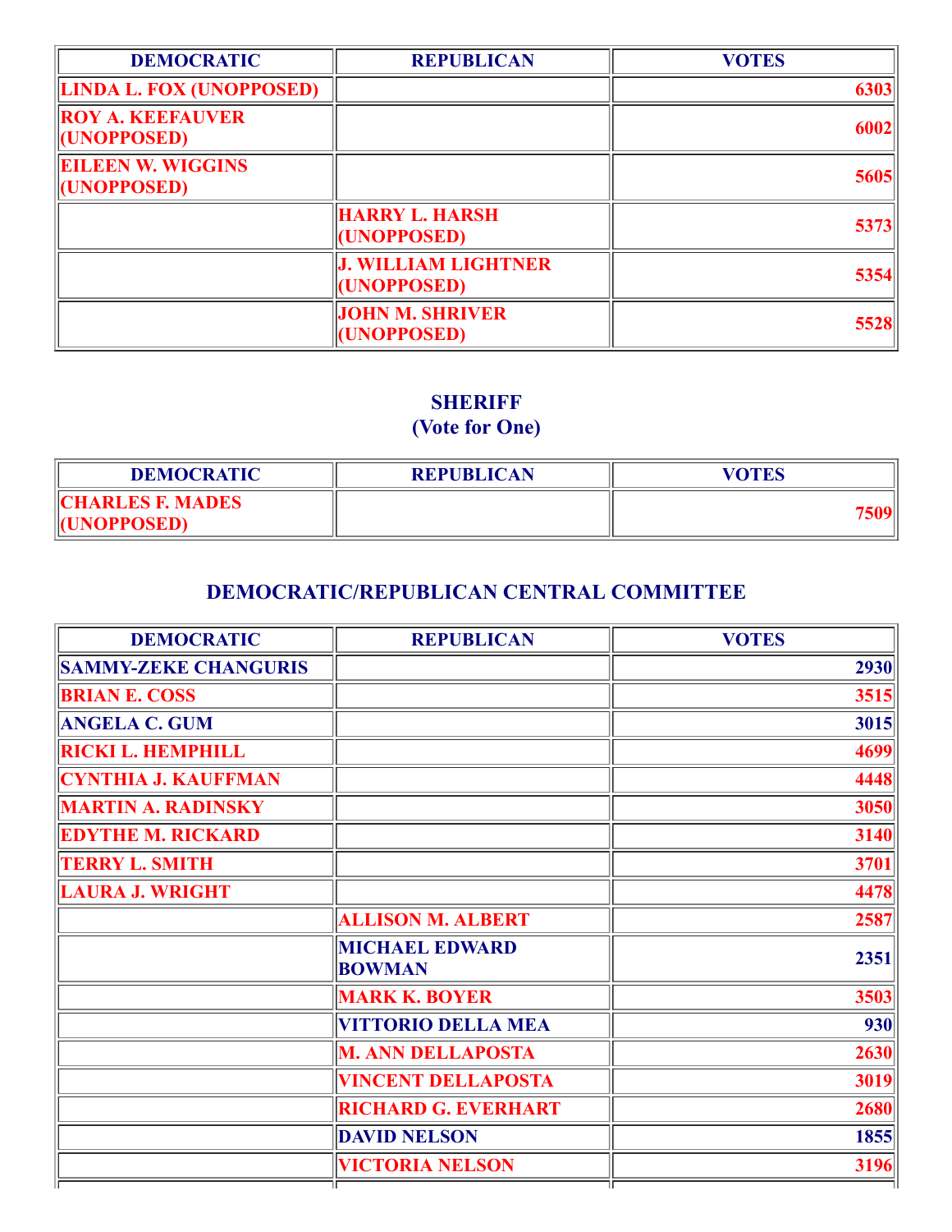| DEMOCRATIC | REPUBLICAN | VOTES |
|---|---|---|
| LINDA L. FOX (UNOPPOSED) | | 6303 |
| ROY A. KEEFAUVER (UNOPPOSED) | | 6002 |
| EILEEN W. WIGGINS (UNOPPOSED) | | 5605 |
| | HARRY L. HARSH (UNOPPOSED) | 5373 |
| | J. WILLIAM LIGHTNER (UNOPPOSED) | 5354 |
| | JOHN M. SHRIVER (UNOPPOSED) | 5528 |

## SHERIFF
## (Vote for One)

| DEMOCRATIC | REPUBLICAN | VOTES |
|---|---|---|
| CHARLES F. MADES (UNOPPOSED) | | 7509 |

## DEMOCRATIC/REPUBLICAN CENTRAL COMMITTEE

| DEMOCRATIC | REPUBLICAN | VOTES |
|---|---|---|
| SAMMY-ZEKE CHANGURIS | | 2930 |
| BRIAN E. COSS | | 3515 |
| ANGELA C. GUM | | 3015 |
| RICKI L. HEMPHILL | | 4699 |
| CYNTHIA J. KAUFFMAN | | 4448 |
| MARTIN A. RADINSKY | | 3050 |
| EDYTHE M. RICKARD | | 3140 |
| TERRY L. SMITH | | 3701 |
| LAURA J. WRIGHT | | 4478 |
| | ALLISON M. ALBERT | 2587 |
| | MICHAEL EDWARD BOWMAN | 2351 |
| | MARK K. BOYER | 3503 |
| | VITTORIO DELLA MEA | 930 |
| | M. ANN DELLAPOSTA | 2630 |
| | VINCENT DELLAPOSTA | 3019 |
| | RICHARD G. EVERHART | 2680 |
| | DAVID NELSON | 1855 |
| | VICTORIA NELSON | 3196 |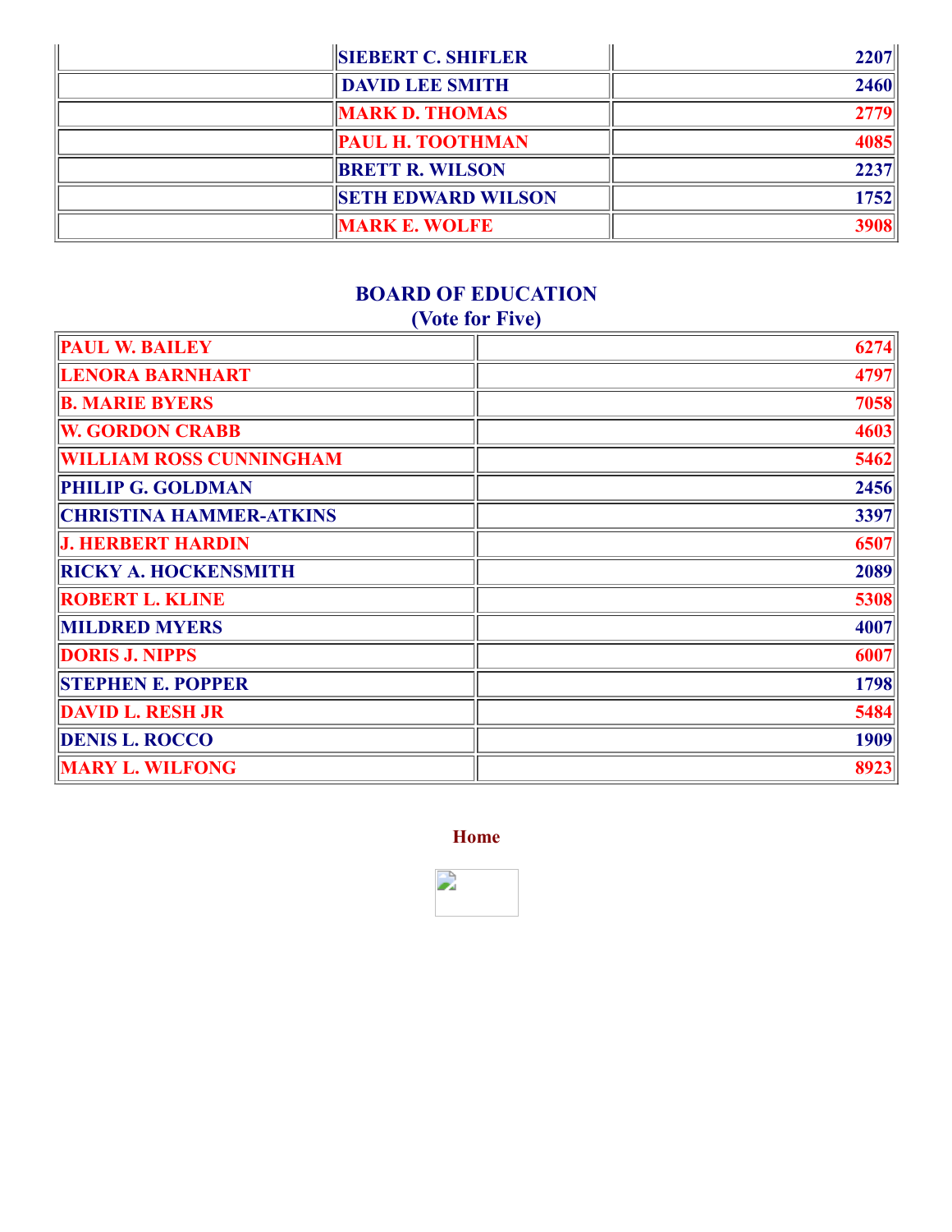| | | |
|---|---|---|
| | SIEBERT C. SHIFLER | 2207 |
| | DAVID LEE SMITH | 2460 |
| | MARK D. THOMAS | 2779 |
| | PAUL H. TOOTHMAN | 4085 |
| | BRETT R. WILSON | 2237 |
| | SETH EDWARD WILSON | 1752 |
| | MARK E. WOLFE | 3908 |

## BOARD OF EDUCATION
### (Vote for Five)

| | |
|---|---|
| PAUL W. BAILEY | 6274 |
| LENORA BARNHART | 4797 |
| B. MARIE BYERS | 7058 |
| W. GORDON CRABB | 4603 |
| WILLIAM ROSS CUNNINGHAM | 5462 |
| PHILIP G. GOLDMAN | 2456 |
| CHRISTINA HAMMER-ATKINS | 3397 |
| J. HERBERT HARDIN | 6507 |
| RICKY A. HOCKENSMITH | 2089 |
| ROBERT L. KLINE | 5308 |
| MILDRED MYERS | 4007 |
| DORIS J. NIPPS | 6007 |
| STEPHEN E. POPPER | 1798 |
| DAVID L. RESH JR | 5484 |
| DENIS L. ROCCO | 1909 |
| MARY L. WILFONG | 8923 |

Home